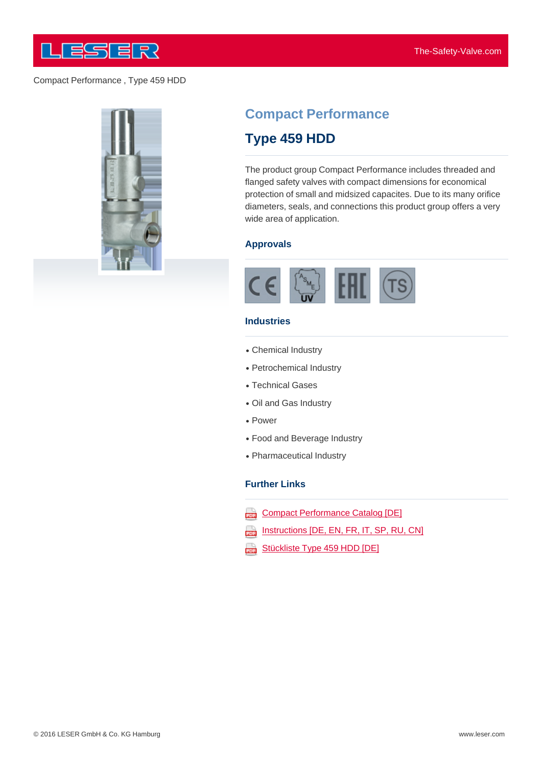Compact Performance , Type 459 HDD

# Compact Performance

## Type 459 HDD

The product group Compact Performance includes threaded and flanged safety valves with compact dimensions for economical protection of small and midsized capacites. Due to its many orifice diameters, seals, and connections this product group offers a very wide area of application.

### Approvals

### Industries

- Chemical Industry
- Petrochemical Industry
- Technical Gases
- Oil and Gas Industry
- Power
- Food and Beverage Industry
- Pharmaceutical Industry

### Further Links

- [Compact Performance Catalog [DE]]
- [Instructions [DE, EN, FR, IT, SP, RU, CN]]
- [Stückliste Type 459 HDD [DE]]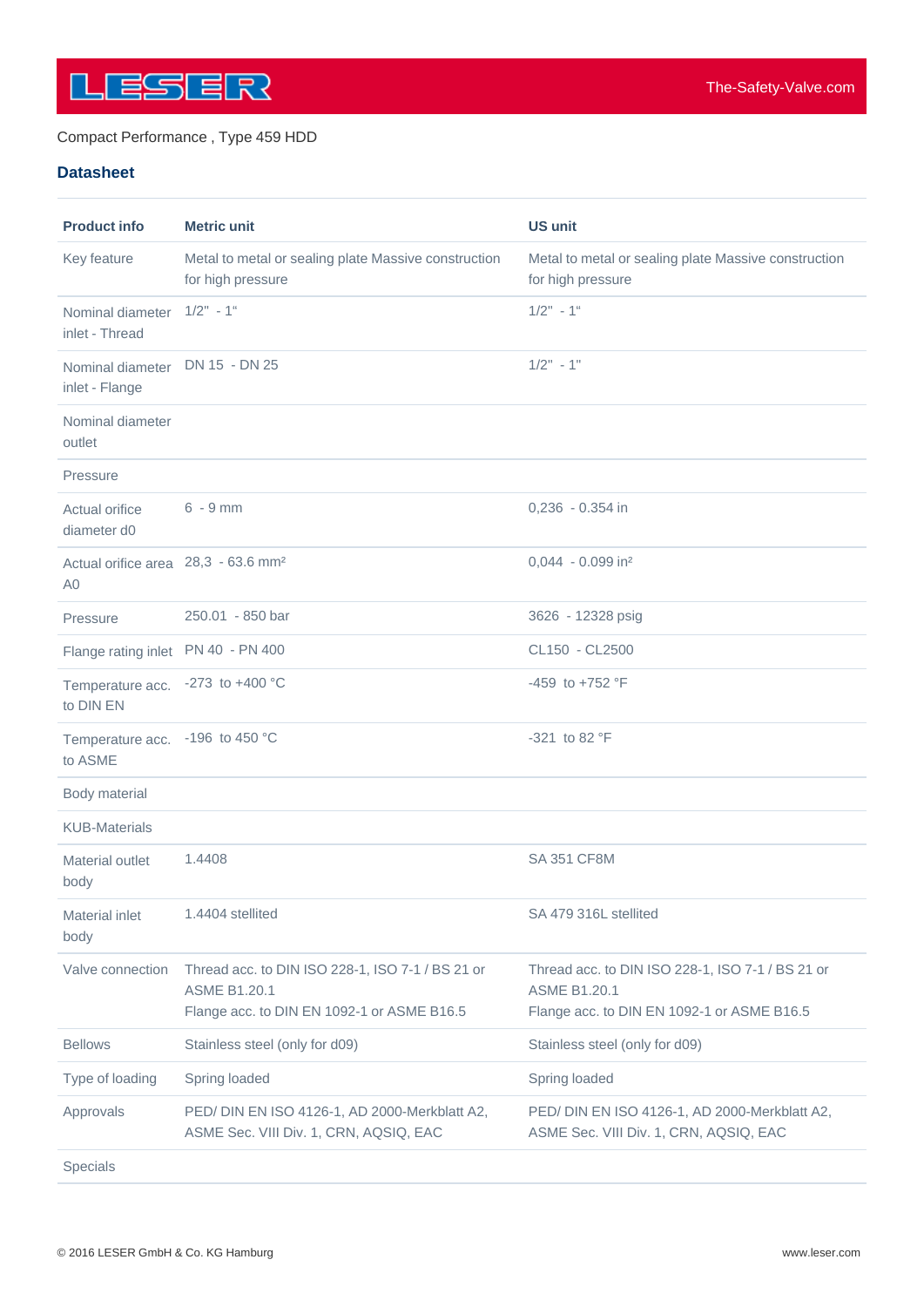Compact Performance , Type 459 HDD

## Datasheet

| Product info | Metric unit | US unit |
| --- | --- | --- |
| Key feature | Metal to metal or sealing plate Massive construction for high pressure | Metal to metal or sealing plate Massive construction for high pressure |
| Nominal diameter inlet - Thread | 1/2" - 1" | 1/2" - 1" |
| Nominal diameter inlet - Flange | DN 15 - DN 25 | 1/2" - 1" |
| Nominal diameter outlet | | |
| Pressure | | |
| Actual orifice diameter d0 | 6 - 9 mm | 0,236 - 0.354 in |
| Actual orifice area A0 | 28,3 - 63.6 mm² | 0,044 - 0.099 in² |
| Pressure | 250.01 - 850 bar | 3626 - 12328 psig |
| Flange rating inlet | PN 40 - PN 400 | CL150 - CL2500 |
| Temperature acc. to DIN EN | -273 to +400 °C | -459 to +752 °F |
| Temperature acc. to ASME | -196 to 450 °C | -321 to 82 °F |
| Body material | | |
| KUB-Materials | | |
| Material outlet body | 1.4408 | SA 351 CF8M |
| Material inlet body | 1.4404 stellited | SA 479 316L stellited |
| Valve connection | Thread acc. to DIN ISO 228-1, ISO 7-1 / BS 21 or ASME B1.20.1<br>Flange acc. to DIN EN 1092-1 or ASME B16.5 | Thread acc. to DIN ISO 228-1, ISO 7-1 / BS 21 or ASME B1.20.1<br>Flange acc. to DIN EN 1092-1 or ASME B16.5 |
| Bellows | Stainless steel (only for d09) | Stainless steel (only for d09) |
| Type of loading | Spring loaded | Spring loaded |
| Approvals | PED/ DIN EN ISO 4126-1, AD 2000-Merkblatt A2, ASME Sec. VIII Div. 1, CRN, AQSIQ, EAC | PED/ DIN EN ISO 4126-1, AD 2000-Merkblatt A2, ASME Sec. VIII Div. 1, CRN, AQSIQ, EAC |
| Specials | | |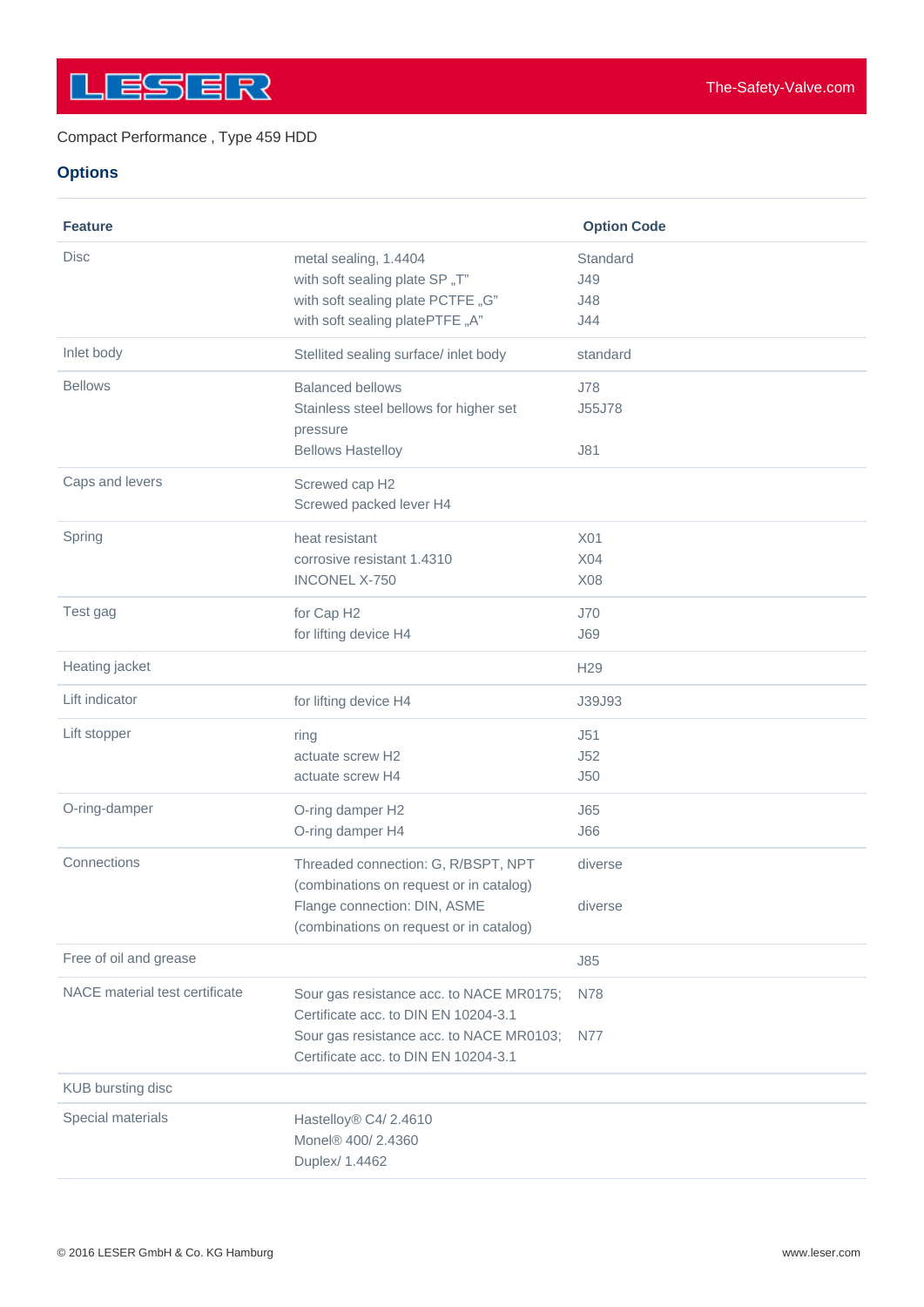Compact Performance , Type 459 HDD

## Options

| Feature | | Option Code |
|---|---|---|
| Disc | metal sealing, 1.4404<br>with soft sealing plate SP „T"<br>with soft sealing plate PCTFE „G"<br>with soft sealing platePTFE „A" | Standard<br>J49<br>J48<br>J44 |
| Inlet body | Stellited sealing surface/ inlet body | standard |
| Bellows | Balanced bellows<br>Stainless steel bellows for higher set pressure<br>Bellows Hastelloy | J78<br>J55J78<br>J81 |
| Caps and levers | Screwed cap H2<br>Screwed packed lever H4 | |
| Spring | heat resistant<br>corrosive resistant 1.4310<br>INCONEL X-750 | X01<br>X04<br>X08 |
| Test gag | for Cap H2<br>for lifting device H4 | J70<br>J69 |
| Heating jacket | | H29 |
| Lift indicator | for lifting device H4 | J39J93 |
| Lift stopper | ring<br>actuate screw H2<br>actuate screw H4 | J51<br>J52<br>J50 |
| O-ring-damper | O-ring damper H2<br>O-ring damper H4 | J65<br>J66 |
| Connections | Threaded connection: G, R/BSPT, NPT (combinations on request or in catalog)<br>Flange connection: DIN, ASME (combinations on request or in catalog) | diverse<br>diverse |
| Free of oil and grease | | J85 |
| NACE material test certificate | Sour gas resistance acc. to NACE MR0175; Certificate acc. to DIN EN 10204-3.1<br>Sour gas resistance acc. to NACE MR0103; Certificate acc. to DIN EN 10204-3.1 | N78<br>N77 |
| KUB bursting disc | | |
| Special materials | Hastelloy® C4/ 2.4610<br>Monel® 400/ 2.4360<br>Duplex/ 1.4462 | |